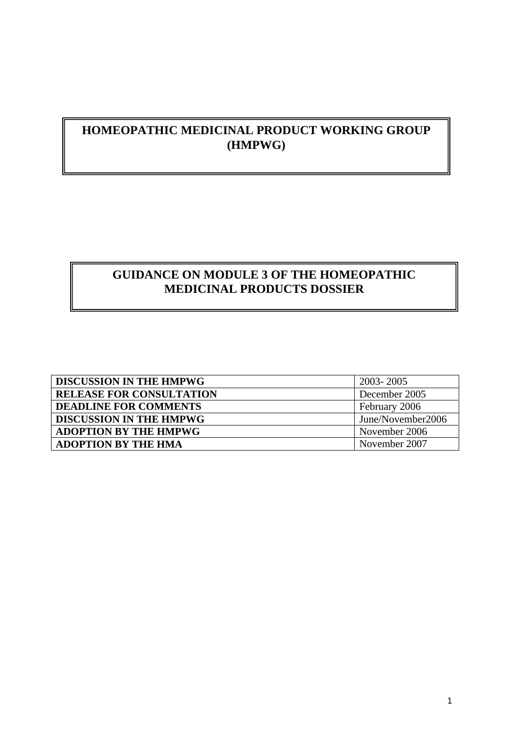# HOMEOPATHIC MEDICINAL PRODUCT WORKING GROUP (HMPWG)

# GUIDANCE ON MODULE 3 OF THE HOMEOPATHIC MEDICINAL PRODUCTS DOSSIER

| **DISCUSSION IN THE HMPWG** | 2003- 2005 |
|---|---|
| **RELEASE FOR CONSULTATION** | December 2005 |
| **DEADLINE FOR COMMENTS** | February 2006 |
| **DISCUSSION IN THE HMPWG** | June/November2006 |
| **ADOPTION BY THE HMPWG** | November 2006 |
| **ADOPTION BY THE HMA** | November 2007 |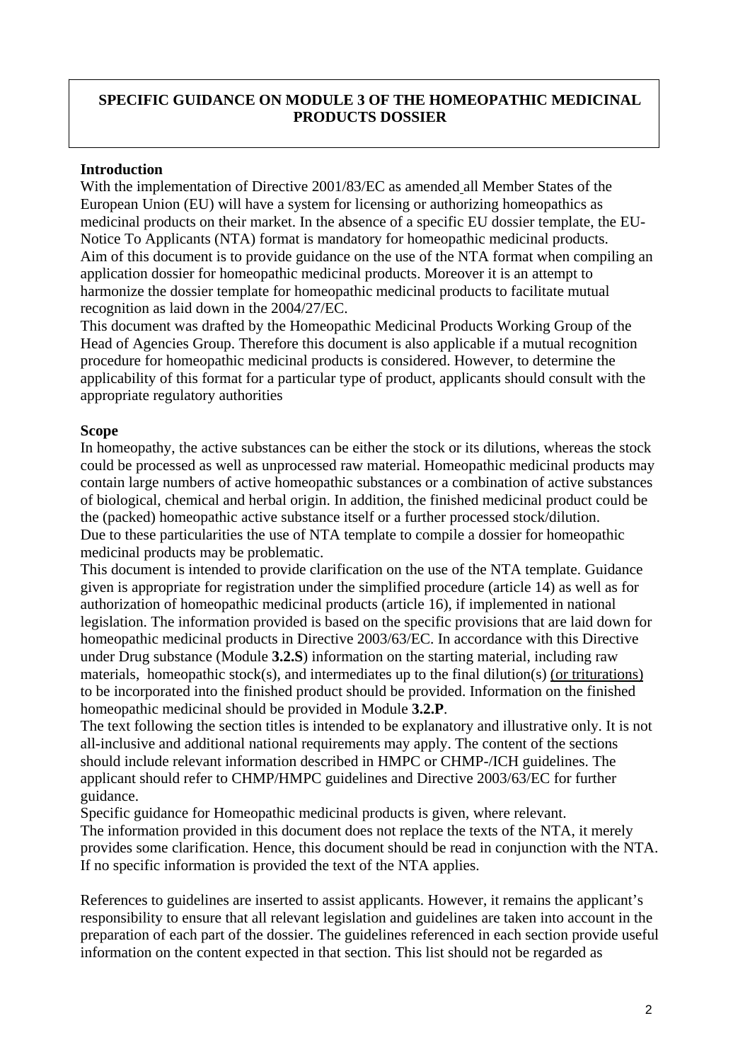**SPECIFIC GUIDANCE ON MODULE 3 OF THE HOMEOPATHIC MEDICINAL PRODUCTS DOSSIER**

**Introduction**

With the implementation of Directive 2001/83/EC as amended all Member States of the European Union (EU) will have a system for licensing or authorizing homeopathics as medicinal products on their market. In the absence of a specific EU dossier template, the EU-Notice To Applicants (NTA) format is mandatory for homeopathic medicinal products.
Aim of this document is to provide guidance on the use of the NTA format when compiling an application dossier for homeopathic medicinal products. Moreover it is an attempt to harmonize the dossier template for homeopathic medicinal products to facilitate mutual recognition as laid down in the 2004/27/EC.
This document was drafted by the Homeopathic Medicinal Products Working Group of the Head of Agencies Group. Therefore this document is also applicable if a mutual recognition procedure for homeopathic medicinal products is considered. However, to determine the applicability of this format for a particular type of product, applicants should consult with the appropriate regulatory authorities

**Scope**

In homeopathy, the active substances can be either the stock or its dilutions, whereas the stock could be processed as well as unprocessed raw material. Homeopathic medicinal products may contain large numbers of active homeopathic substances or a combination of active substances of biological, chemical and herbal origin. In addition, the finished medicinal product could be the (packed) homeopathic active substance itself or a further processed stock/dilution.
Due to these particularities the use of NTA template to compile a dossier for homeopathic medicinal products may be problematic.
This document is intended to provide clarification on the use of the NTA template. Guidance given is appropriate for registration under the simplified procedure (article 14) as well as for authorization of homeopathic medicinal products (article 16), if implemented in national legislation. The information provided is based on the specific provisions that are laid down for homeopathic medicinal products in Directive 2003/63/EC. In accordance with this Directive under Drug substance (Module **3.2.S**) information on the starting material, including raw materials, homeopathic stock(s), and intermediates up to the final dilution(s) (or triturations) to be incorporated into the finished product should be provided. Information on the finished homeopathic medicinal should be provided in Module **3.2.P**.
The text following the section titles is intended to be explanatory and illustrative only. It is not all-inclusive and additional national requirements may apply. The content of the sections should include relevant information described in HMPC or CHMP-/ICH guidelines. The applicant should refer to CHMP/HMPC guidelines and Directive 2003/63/EC for further guidance.
Specific guidance for Homeopathic medicinal products is given, where relevant.
The information provided in this document does not replace the texts of the NTA, it merely provides some clarification. Hence, this document should be read in conjunction with the NTA. If no specific information is provided the text of the NTA applies.

References to guidelines are inserted to assist applicants. However, it remains the applicant's responsibility to ensure that all relevant legislation and guidelines are taken into account in the preparation of each part of the dossier. The guidelines referenced in each section provide useful information on the content expected in that section. This list should not be regarded as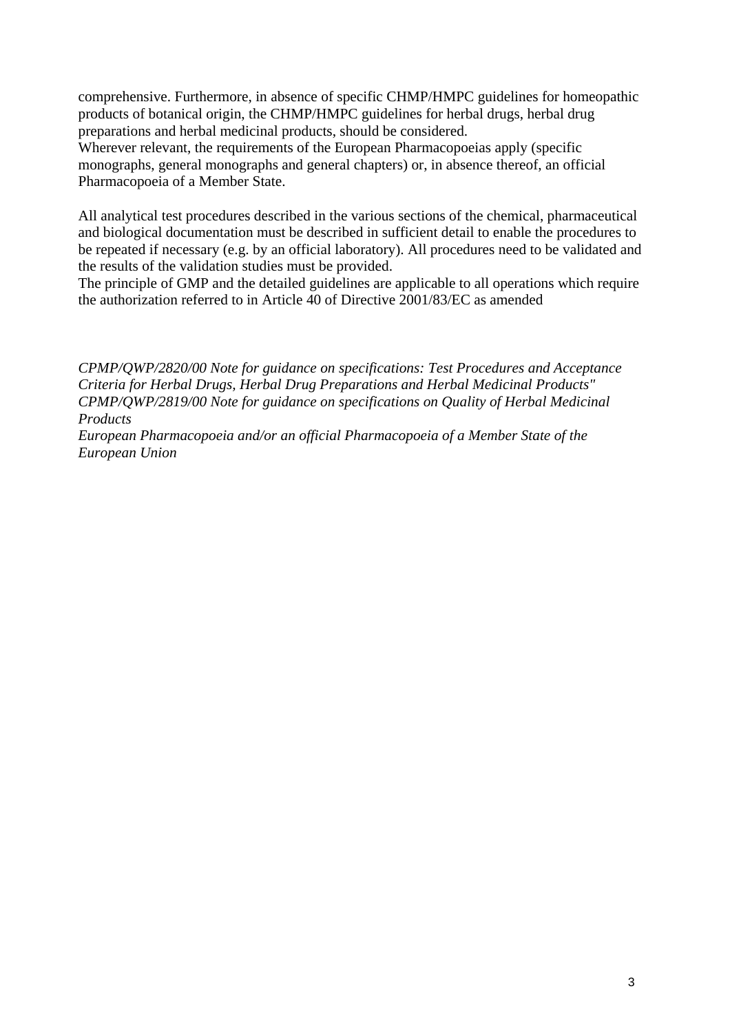comprehensive. Furthermore, in absence of specific CHMP/HMPC guidelines for homeopathic products of botanical origin, the CHMP/HMPC guidelines for herbal drugs, herbal drug preparations and herbal medicinal products, should be considered.
Wherever relevant, the requirements of the European Pharmacopoeias apply (specific monographs, general monographs and general chapters) or, in absence thereof, an official Pharmacopoeia of a Member State.

All analytical test procedures described in the various sections of the chemical, pharmaceutical and biological documentation must be described in sufficient detail to enable the procedures to be repeated if necessary (e.g. by an official laboratory). All procedures need to be validated and the results of the validation studies must be provided.
The principle of GMP and the detailed guidelines are applicable to all operations which require the authorization referred to in Article 40 of Directive 2001/83/EC as amended

*CPMP/QWP/2820/00 Note for guidance on specifications: Test Procedures and Acceptance Criteria for Herbal Drugs, Herbal Drug Preparations and Herbal Medicinal Products"*
*CPMP/QWP/2819/00 Note for guidance on specifications on Quality of Herbal Medicinal Products*
*European Pharmacopoeia and/or an official Pharmacopoeia of a Member State of the European Union*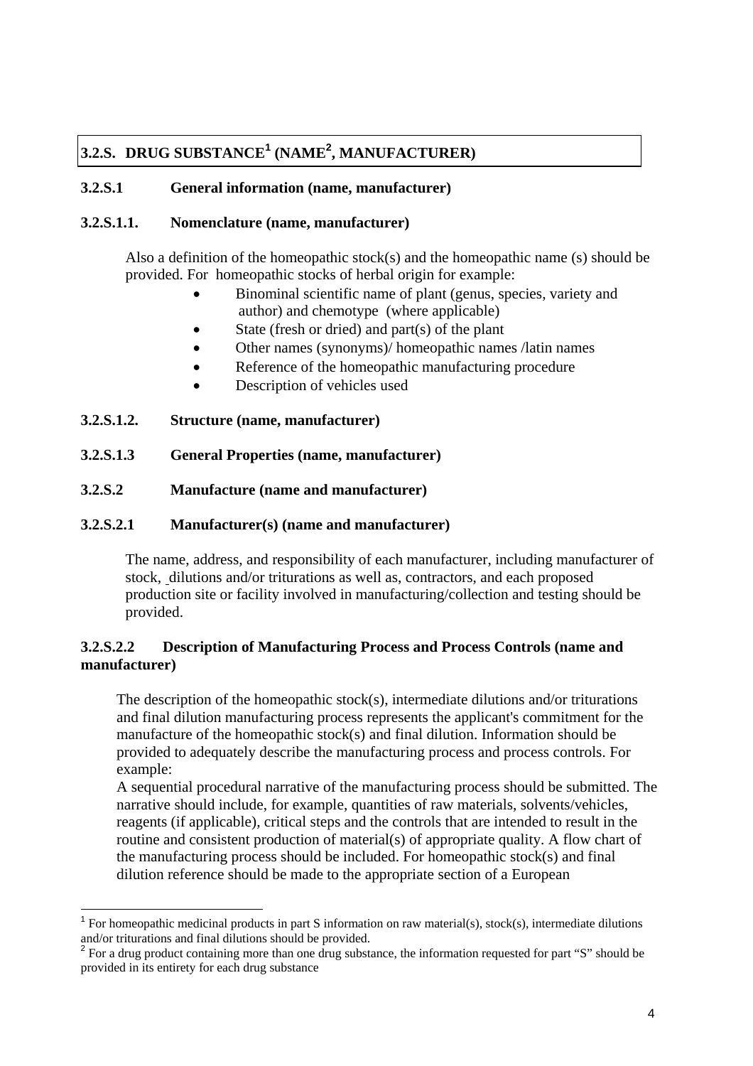## 3.2.S. DRUG SUBSTANCE[1] (NAME[2], MANUFACTURER)

### 3.2.S.1 General information (name, manufacturer)

#### 3.2.S.1.1. Nomenclature (name, manufacturer)

Also a definition of the homeopathic stock(s) and the homeopathic name (s) should be provided. For homeopathic stocks of herbal origin for example:

- Binominal scientific name of plant (genus, species, variety and author) and chemotype (where applicable)
- State (fresh or dried) and part(s) of the plant
- Other names (synonyms)/ homeopathic names /latin names
- Reference of the homeopathic manufacturing procedure
- Description of vehicles used

#### 3.2.S.1.2. Structure (name, manufacturer)

#### 3.2.S.1.3 General Properties (name, manufacturer)

### 3.2.S.2 Manufacture (name and manufacturer)

#### 3.2.S.2.1 Manufacturer(s) (name and manufacturer)

The name, address, and responsibility of each manufacturer, including manufacturer of stock, dilutions and/or triturations as well as, contractors, and each proposed production site or facility involved in manufacturing/collection and testing should be provided.

#### 3.2.S.2.2 Description of Manufacturing Process and Process Controls (name and manufacturer)

The description of the homeopathic stock(s), intermediate dilutions and/or triturations and final dilution manufacturing process represents the applicant's commitment for the manufacture of the homeopathic stock(s) and final dilution. Information should be provided to adequately describe the manufacturing process and process controls. For example:

A sequential procedural narrative of the manufacturing process should be submitted. The narrative should include, for example, quantities of raw materials, solvents/vehicles, reagents (if applicable), critical steps and the controls that are intended to result in the routine and consistent production of material(s) of appropriate quality. A flow chart of the manufacturing process should be included. For homeopathic stock(s) and final dilution reference should be made to the appropriate section of a European

---

[1] For homeopathic medicinal products in part S information on raw material(s), stock(s), intermediate dilutions and/or triturations and final dilutions should be provided.

[2] For a drug product containing more than one drug substance, the information requested for part "S" should be provided in its entirety for each drug substance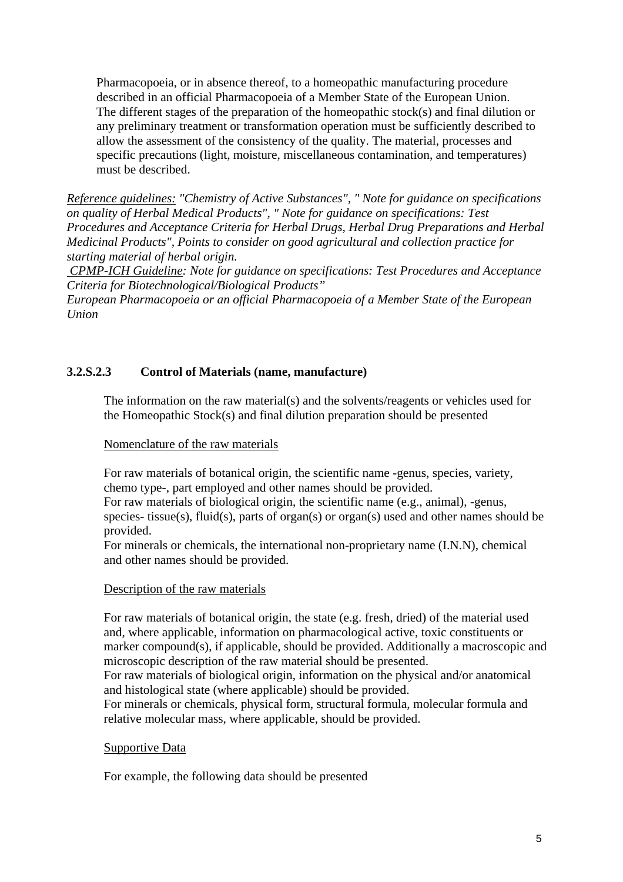Pharmacopoeia, or in absence thereof, to a homeopathic manufacturing procedure described in an official Pharmacopoeia of a Member State of the European Union. The different stages of the preparation of the homeopathic stock(s) and final dilution or any preliminary treatment or transformation operation must be sufficiently described to allow the assessment of the consistency of the quality. The material, processes and specific precautions (light, moisture, miscellaneous contamination, and temperatures) must be described.

*Reference guidelines: "Chemistry of Active Substances", " Note for guidance on specifications on quality of Herbal Medical Products", " Note for guidance on specifications: Test Procedures and Acceptance Criteria for Herbal Drugs, Herbal Drug Preparations and Herbal Medicinal Products", Points to consider on good agricultural and collection practice for starting material of herbal origin.*
*CPMP-ICH Guideline: Note for guidance on specifications: Test Procedures and Acceptance Criteria for Biotechnological/Biological Products"*
*European Pharmacopoeia or an official Pharmacopoeia of a Member State of the European Union*

### 3.2.S.2.3 Control of Materials (name, manufacture)

The information on the raw material(s) and the solvents/reagents or vehicles used for the Homeopathic Stock(s) and final dilution preparation should be presented

Nomenclature of the raw materials

For raw materials of botanical origin, the scientific name -genus, species, variety, chemo type-, part employed and other names should be provided.
For raw materials of biological origin, the scientific name (e.g., animal), -genus, species- tissue(s), fluid(s), parts of organ(s) or organ(s) used and other names should be provided.
For minerals or chemicals, the international non-proprietary name (I.N.N), chemical and other names should be provided.

Description of the raw materials

For raw materials of botanical origin, the state (e.g. fresh, dried) of the material used and, where applicable, information on pharmacological active, toxic constituents or marker compound(s), if applicable, should be provided. Additionally a macroscopic and microscopic description of the raw material should be presented.
For raw materials of biological origin, information on the physical and/or anatomical and histological state (where applicable) should be provided.
For minerals or chemicals, physical form, structural formula, molecular formula and relative molecular mass, where applicable, should be provided.

Supportive Data

For example, the following data should be presented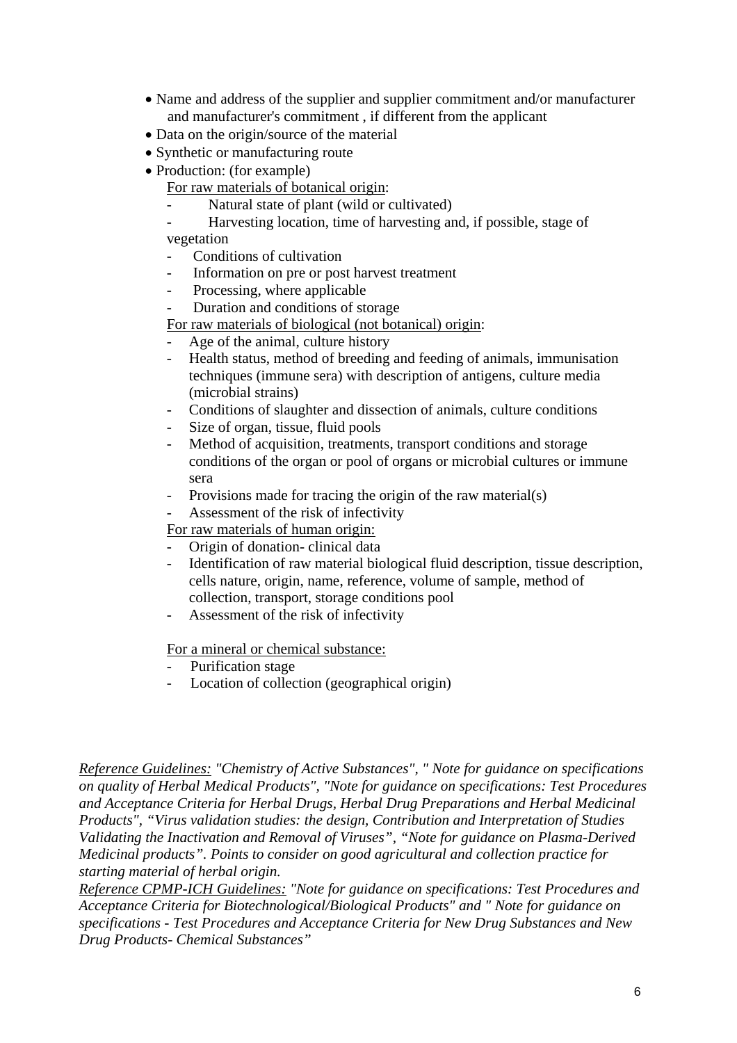- Name and address of the supplier and supplier commitment and/or manufacturer and manufacturer's commitment , if different from the applicant
- Data on the origin/source of the material
- Synthetic or manufacturing route
- Production: (for example)

  For raw materials of botanical origin:
  - Natural state of plant (wild or cultivated)
  - Harvesting location, time of harvesting and, if possible, stage of vegetation
  - Conditions of cultivation
  - Information on pre or post harvest treatment
  - Processing, where applicable
  - Duration and conditions of storage

  For raw materials of biological (not botanical) origin:
  - Age of the animal, culture history
  - Health status, method of breeding and feeding of animals, immunisation techniques (immune sera) with description of antigens, culture media (microbial strains)
  - Conditions of slaughter and dissection of animals, culture conditions
  - Size of organ, tissue, fluid pools
  - Method of acquisition, treatments, transport conditions and storage conditions of the organ or pool of organs or microbial cultures or immune sera
  - Provisions made for tracing the origin of the raw material(s)
  - Assessment of the risk of infectivity

  For raw materials of human origin:
  - Origin of donation- clinical data
  - Identification of raw material biological fluid description, tissue description, cells nature, origin, name, reference, volume of sample, method of collection, transport, storage conditions pool
  - Assessment of the risk of infectivity

  For a mineral or chemical substance:
  - Purification stage
  - Location of collection (geographical origin)

*Reference Guidelines: "Chemistry of Active Substances", " Note for guidance on specifications on quality of Herbal Medical Products", "Note for guidance on specifications: Test Procedures and Acceptance Criteria for Herbal Drugs, Herbal Drug Preparations and Herbal Medicinal Products", "Virus validation studies: the design, Contribution and Interpretation of Studies Validating the Inactivation and Removal of Viruses", "Note for guidance on Plasma-Derived Medicinal products". Points to consider on good agricultural and collection practice for starting material of herbal origin.*
*Reference CPMP-ICH Guidelines: "Note for guidance on specifications: Test Procedures and Acceptance Criteria for Biotechnological/Biological Products" and " Note for guidance on specifications - Test Procedures and Acceptance Criteria for New Drug Substances and New Drug Products- Chemical Substances"*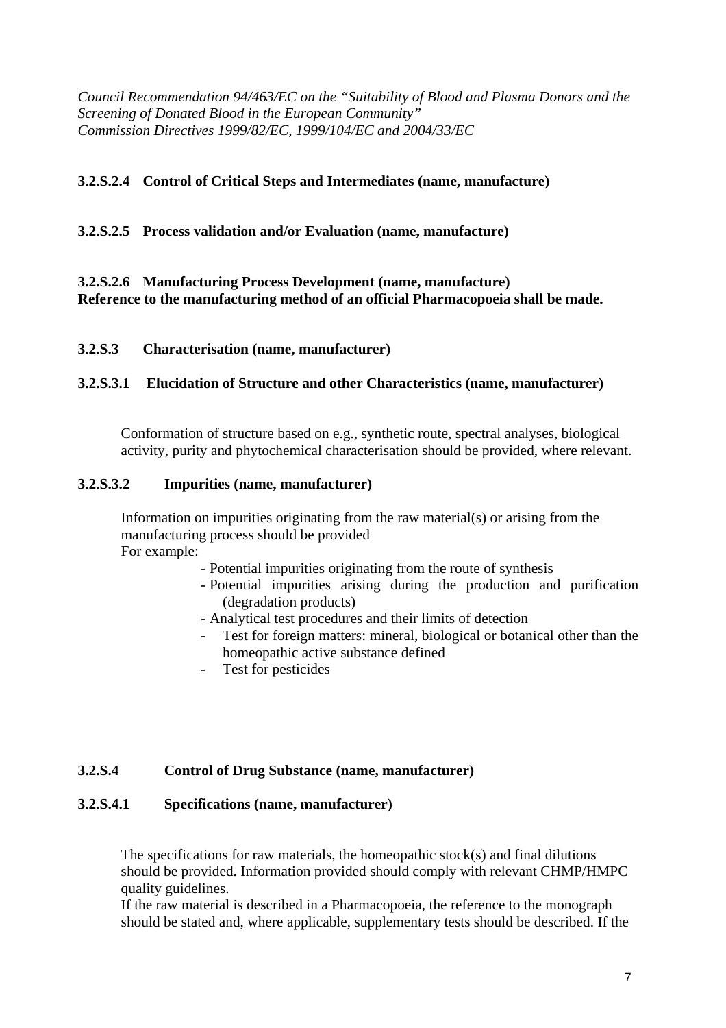*Council Recommendation 94/463/EC on the "Suitability of Blood and Plasma Donors and the Screening of Donated Blood in the European Community"*
*Commission Directives 1999/82/EC, 1999/104/EC and 2004/33/EC*

**3.2.S.2.4 Control of Critical Steps and Intermediates (name, manufacture)**

**3.2.S.2.5 Process validation and/or Evaluation (name, manufacture)**

**3.2.S.2.6 Manufacturing Process Development (name, manufacture)**
**Reference to the manufacturing method of an official Pharmacopoeia shall be made.**

**3.2.S.3 Characterisation (name, manufacturer)**

**3.2.S.3.1 Elucidation of Structure and other Characteristics (name, manufacturer)**

Conformation of structure based on e.g., synthetic route, spectral analyses, biological activity, purity and phytochemical characterisation should be provided, where relevant.

**3.2.S.3.2 Impurities (name, manufacturer)**

Information on impurities originating from the raw material(s) or arising from the manufacturing process should be provided
For example:

- Potential impurities originating from the route of synthesis
- Potential impurities arising during the production and purification (degradation products)
- Analytical test procedures and their limits of detection
- Test for foreign matters: mineral, biological or botanical other than the homeopathic active substance defined
- Test for pesticides

**3.2.S.4 Control of Drug Substance (name, manufacturer)**

**3.2.S.4.1 Specifications (name, manufacturer)**

The specifications for raw materials, the homeopathic stock(s) and final dilutions should be provided. Information provided should comply with relevant CHMP/HMPC quality guidelines.
If the raw material is described in a Pharmacopoeia, the reference to the monograph should be stated and, where applicable, supplementary tests should be described. If the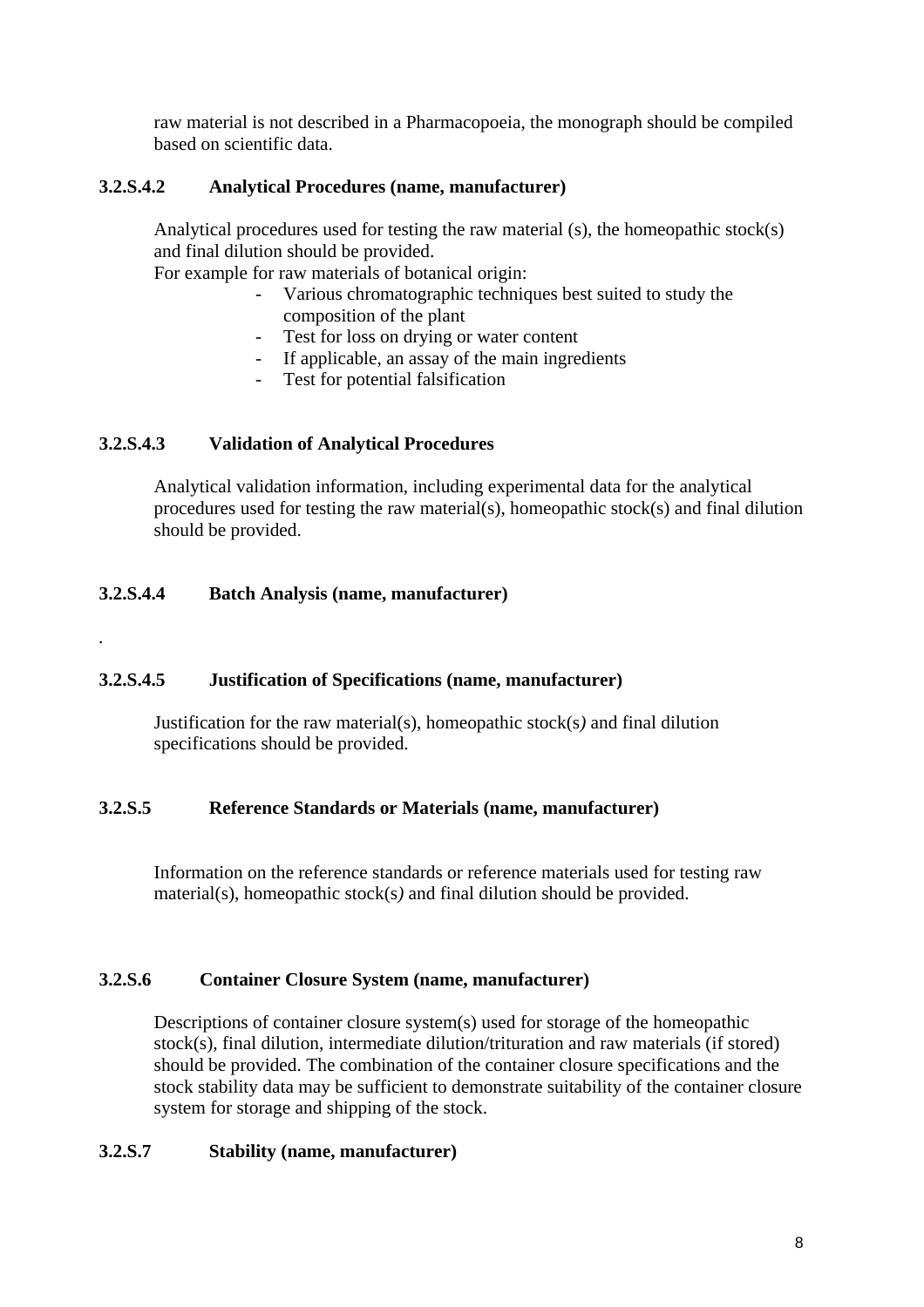raw material is not described in a Pharmacopoeia, the monograph should be compiled based on scientific data.

### 3.2.S.4.2 Analytical Procedures (name, manufacturer)

Analytical procedures used for testing the raw material (s), the homeopathic stock(s) and final dilution should be provided.
For example for raw materials of botanical origin:

- Various chromatographic techniques best suited to study the composition of the plant
- Test for loss on drying or water content
- If applicable, an assay of the main ingredients
- Test for potential falsification

### 3.2.S.4.3 Validation of Analytical Procedures

Analytical validation information, including experimental data for the analytical procedures used for testing the raw material(s), homeopathic stock(s) and final dilution should be provided.

### 3.2.S.4.4 Batch Analysis (name, manufacturer)

.

### 3.2.S.4.5 Justification of Specifications (name, manufacturer)

Justification for the raw material(s), homeopathic stock(s) and final dilution specifications should be provided.

### 3.2.S.5 Reference Standards or Materials (name, manufacturer)

Information on the reference standards or reference materials used for testing raw material(s), homeopathic stock(s) and final dilution should be provided.

### 3.2.S.6 Container Closure System (name, manufacturer)

Descriptions of container closure system(s) used for storage of the homeopathic stock(s), final dilution, intermediate dilution/trituration and raw materials (if stored) should be provided. The combination of the container closure specifications and the stock stability data may be sufficient to demonstrate suitability of the container closure system for storage and shipping of the stock.

### 3.2.S.7 Stability (name, manufacturer)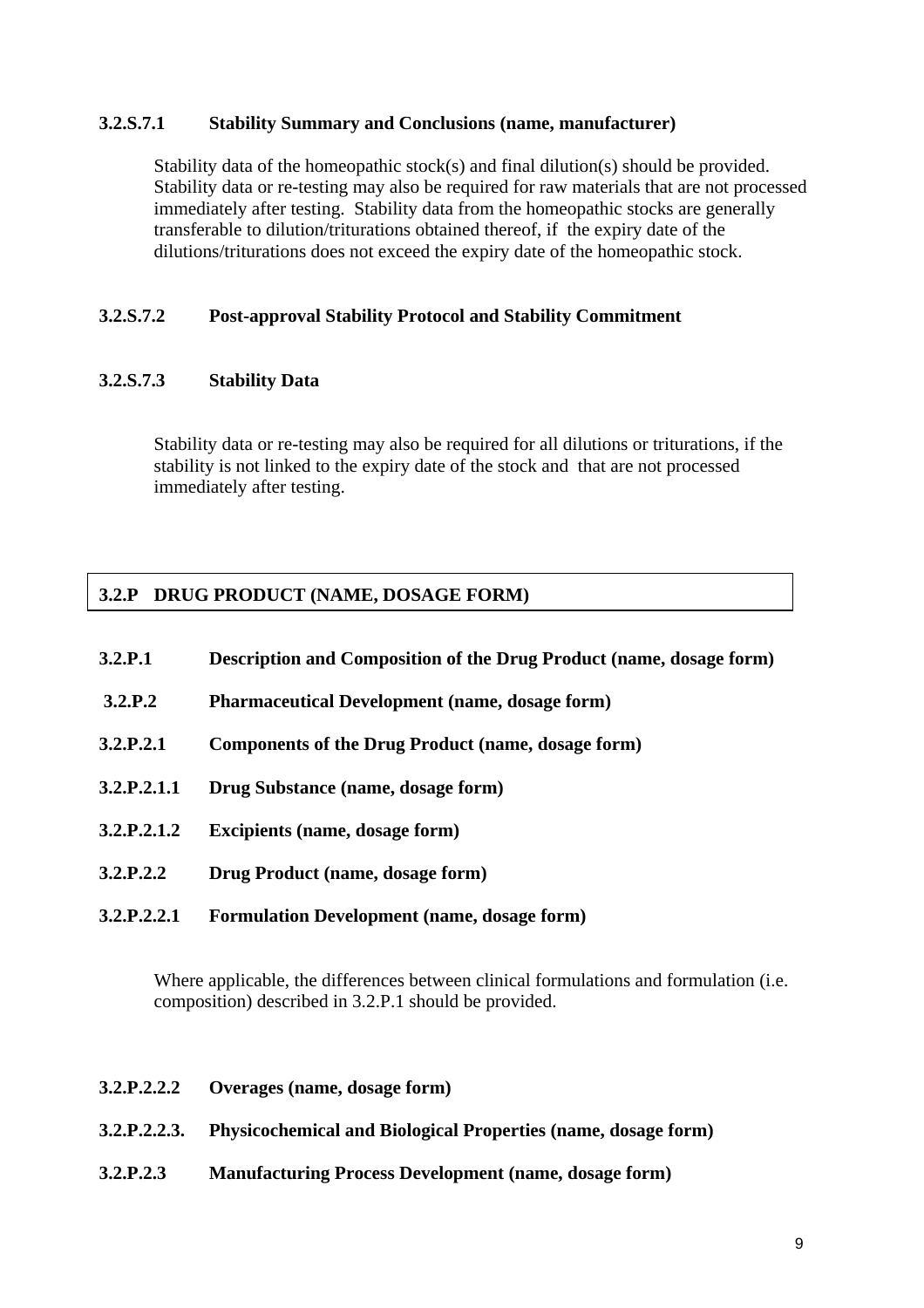**3.2.S.7.1 Stability Summary and Conclusions (name, manufacturer)**

Stability data of the homeopathic stock(s) and final dilution(s) should be provided. Stability data or re-testing may also be required for raw materials that are not processed immediately after testing. Stability data from the homeopathic stocks are generally transferable to dilution/triturations obtained thereof, if the expiry date of the dilutions/triturations does not exceed the expiry date of the homeopathic stock.

**3.2.S.7.2 Post-approval Stability Protocol and Stability Commitment**

**3.2.S.7.3 Stability Data**

Stability data or re-testing may also be required for all dilutions or triturations, if the stability is not linked to the expiry date of the stock and that are not processed immediately after testing.

## 3.2.P DRUG PRODUCT (NAME, DOSAGE FORM)

**3.2.P.1 Description and Composition of the Drug Product (name, dosage form)**

**3.2.P.2 Pharmaceutical Development (name, dosage form)**

**3.2.P.2.1 Components of the Drug Product (name, dosage form)**

**3.2.P.2.1.1 Drug Substance (name, dosage form)**

**3.2.P.2.1.2 Excipients (name, dosage form)**

**3.2.P.2.2 Drug Product (name, dosage form)**

**3.2.P.2.2.1 Formulation Development (name, dosage form)**

Where applicable, the differences between clinical formulations and formulation (i.e. composition) described in 3.2.P.1 should be provided.

**3.2.P.2.2.2 Overages (name, dosage form)**

**3.2.P.2.2.3. Physicochemical and Biological Properties (name, dosage form)**

**3.2.P.2.3 Manufacturing Process Development (name, dosage form)**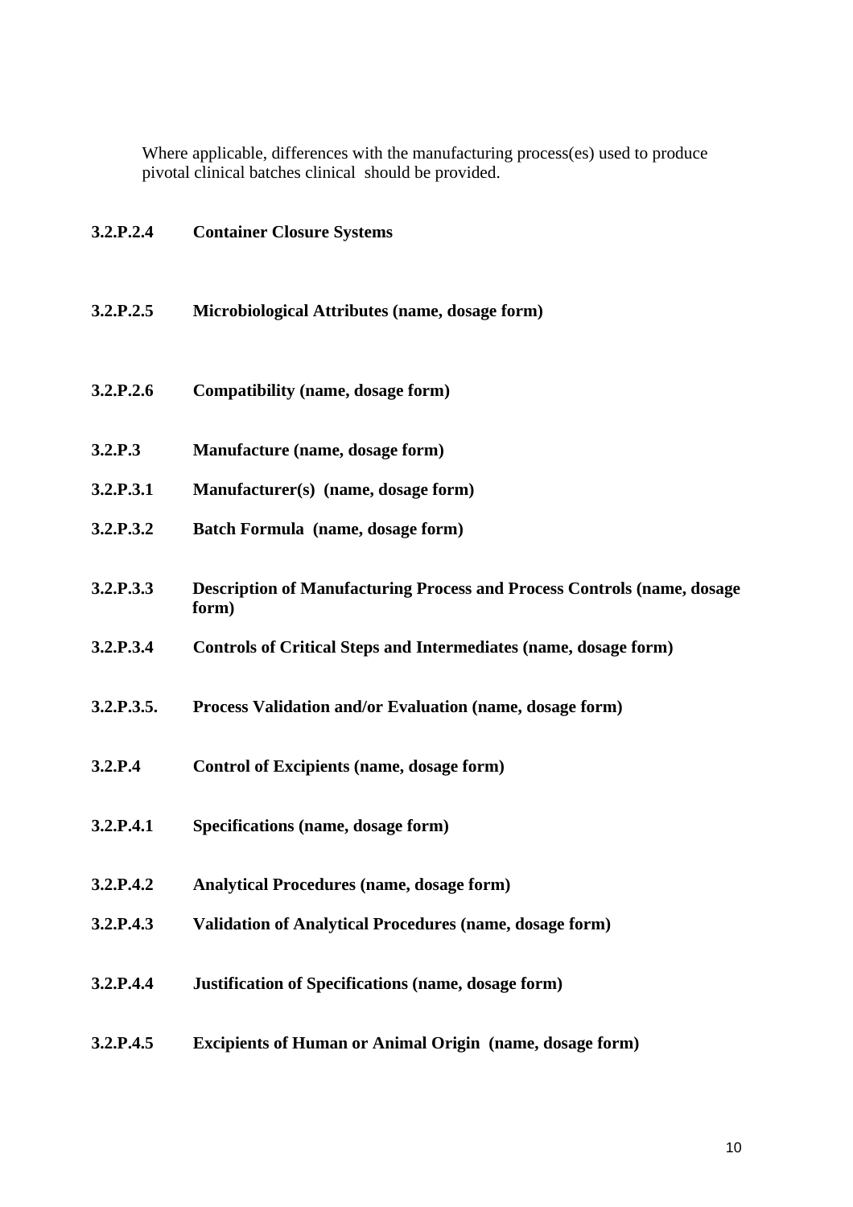Where applicable, differences with the manufacturing process(es) used to produce pivotal clinical batches clinical should be provided.

**3.2.P.2.4 Container Closure Systems**

**3.2.P.2.5 Microbiological Attributes (name, dosage form)**

**3.2.P.2.6 Compatibility (name, dosage form)**

**3.2.P.3 Manufacture (name, dosage form)**

**3.2.P.3.1 Manufacturer(s) (name, dosage form)**

**3.2.P.3.2 Batch Formula (name, dosage form)**

**3.2.P.3.3 Description of Manufacturing Process and Process Controls (name, dosage form)**

**3.2.P.3.4 Controls of Critical Steps and Intermediates (name, dosage form)**

**3.2.P.3.5. Process Validation and/or Evaluation (name, dosage form)**

**3.2.P.4 Control of Excipients (name, dosage form)**

**3.2.P.4.1 Specifications (name, dosage form)**

**3.2.P.4.2 Analytical Procedures (name, dosage form)**

**3.2.P.4.3 Validation of Analytical Procedures (name, dosage form)**

**3.2.P.4.4 Justification of Specifications (name, dosage form)**

**3.2.P.4.5 Excipients of Human or Animal Origin (name, dosage form)**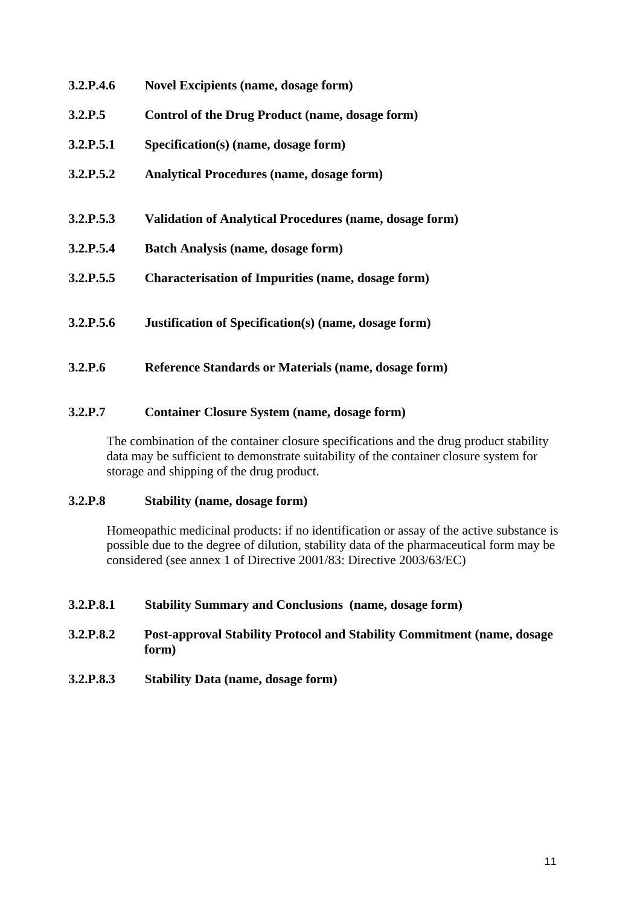**3.2.P.4.6 Novel Excipients (name, dosage form)**

**3.2.P.5 Control of the Drug Product (name, dosage form)**

**3.2.P.5.1 Specification(s) (name, dosage form)**

**3.2.P.5.2 Analytical Procedures (name, dosage form)**

**3.2.P.5.3 Validation of Analytical Procedures (name, dosage form)**

**3.2.P.5.4 Batch Analysis (name, dosage form)**

**3.2.P.5.5 Characterisation of Impurities (name, dosage form)**

**3.2.P.5.6 Justification of Specification(s) (name, dosage form)**

**3.2.P.6 Reference Standards or Materials (name, dosage form)**

**3.2.P.7 Container Closure System (name, dosage form)**

The combination of the container closure specifications and the drug product stability data may be sufficient to demonstrate suitability of the container closure system for storage and shipping of the drug product.

**3.2.P.8 Stability (name, dosage form)**

Homeopathic medicinal products: if no identification or assay of the active substance is possible due to the degree of dilution, stability data of the pharmaceutical form may be considered (see annex 1 of Directive 2001/83: Directive 2003/63/EC)

**3.2.P.8.1 Stability Summary and Conclusions (name, dosage form)**

**3.2.P.8.2 Post-approval Stability Protocol and Stability Commitment (name, dosage form)**

**3.2.P.8.3 Stability Data (name, dosage form)**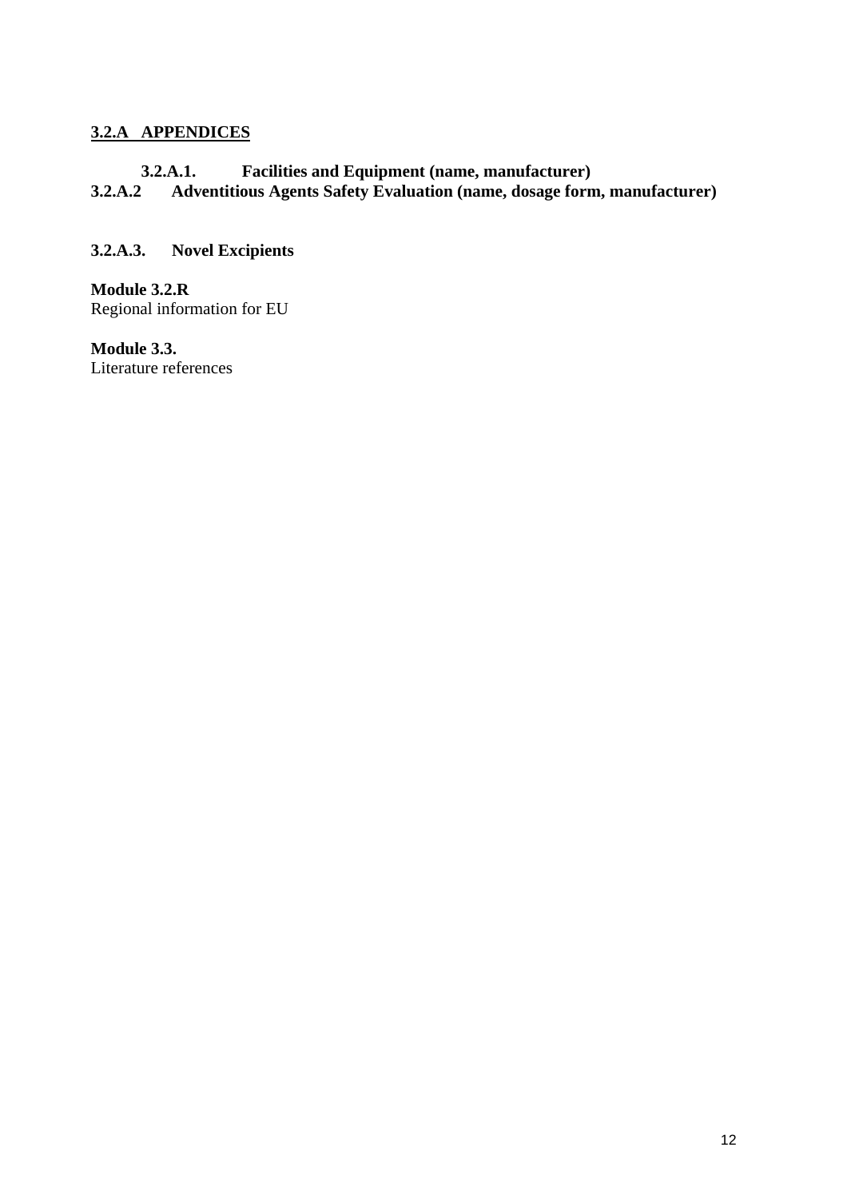## 3.2.A APPENDICES

### 3.2.A.1. Facilities and Equipment (name, manufacturer)

### 3.2.A.2 Adventitious Agents Safety Evaluation (name, dosage form, manufacturer)

### 3.2.A.3. Novel Excipients

**Module 3.2.R**
Regional information for EU

**Module 3.3.**
Literature references